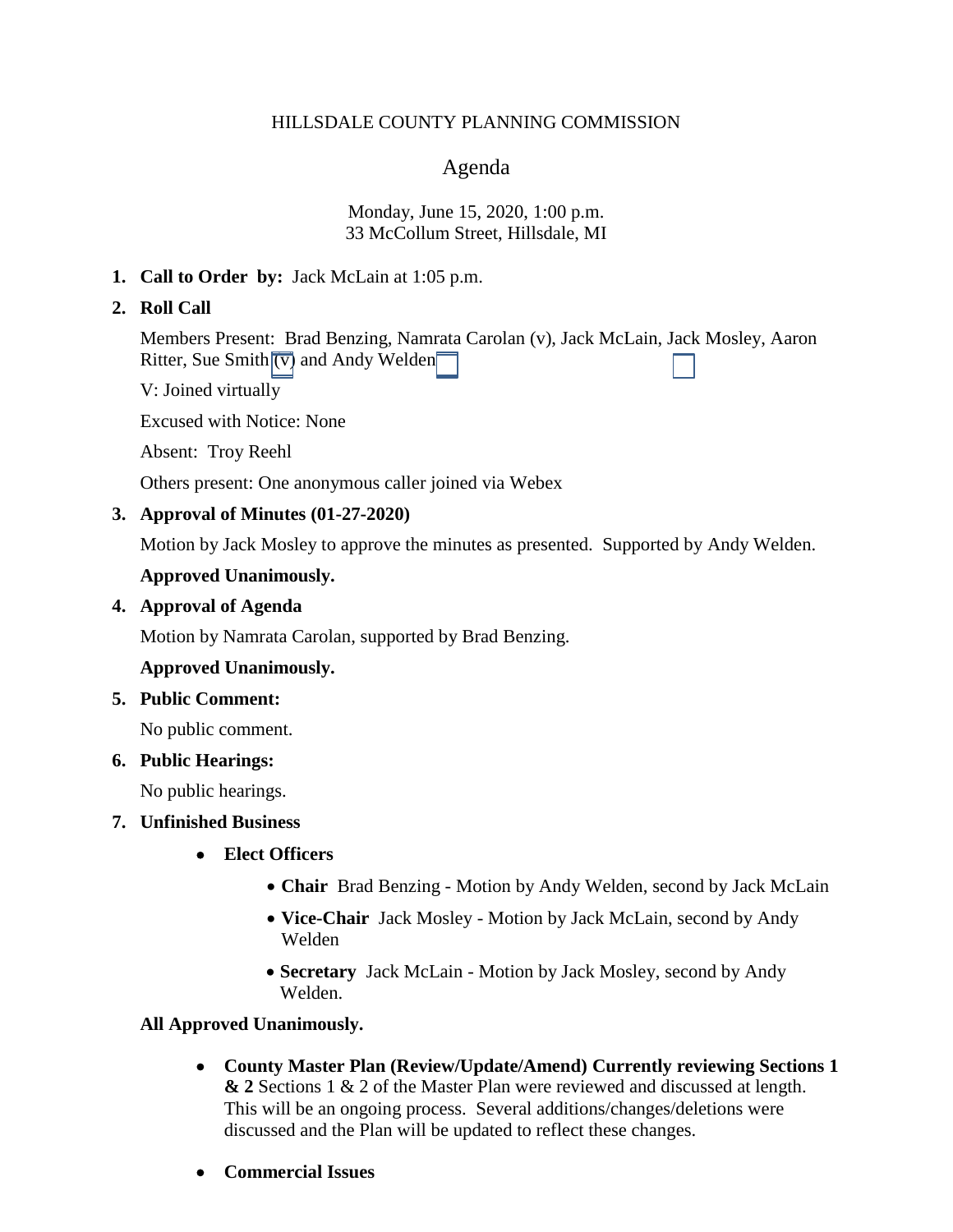HILLSDALE COUNTY PLANNING COMMISSION

# Agenda

Monday, June 15, 2020, 1:00 p.m.
33 McCollum Street, Hillsdale, MI

1. **Call to Order by:** Jack McLain at 1:05 p.m.

2. **Roll Call**

   Members Present: Brad Benzing, Namrata Carolan (v), Jack McLain, Jack Mosley, Aaron Ritter, Sue Smith (v) and Andy Welden

   V: Joined virtually

   Excused with Notice: None

   Absent: Troy Reehl

   Others present: One anonymous caller joined via Webex

3. **Approval of Minutes (01-27-2020)**

   Motion by Jack Mosley to approve the minutes as presented. Supported by Andy Welden.

   **Approved Unanimously.**

4. **Approval of Agenda**

   Motion by Namrata Carolan, supported by Brad Benzing.

   **Approved Unanimously.**

5. **Public Comment:**

   No public comment.

6. **Public Hearings:**

   No public hearings.

7. **Unfinished Business**

   - **Elect Officers**
     - **Chair** Brad Benzing - Motion by Andy Welden, second by Jack McLain
     - **Vice-Chair** Jack Mosley - Motion by Jack McLain, second by Andy Welden
     - **Secretary** Jack McLain - Motion by Jack Mosley, second by Andy Welden.

   **All Approved Unanimously.**

   - **County Master Plan (Review/Update/Amend) Currently reviewing Sections 1 & 2** Sections 1 & 2 of the Master Plan were reviewed and discussed at length. This will be an ongoing process. Several additions/changes/deletions were discussed and the Plan will be updated to reflect these changes.

   - **Commercial Issues**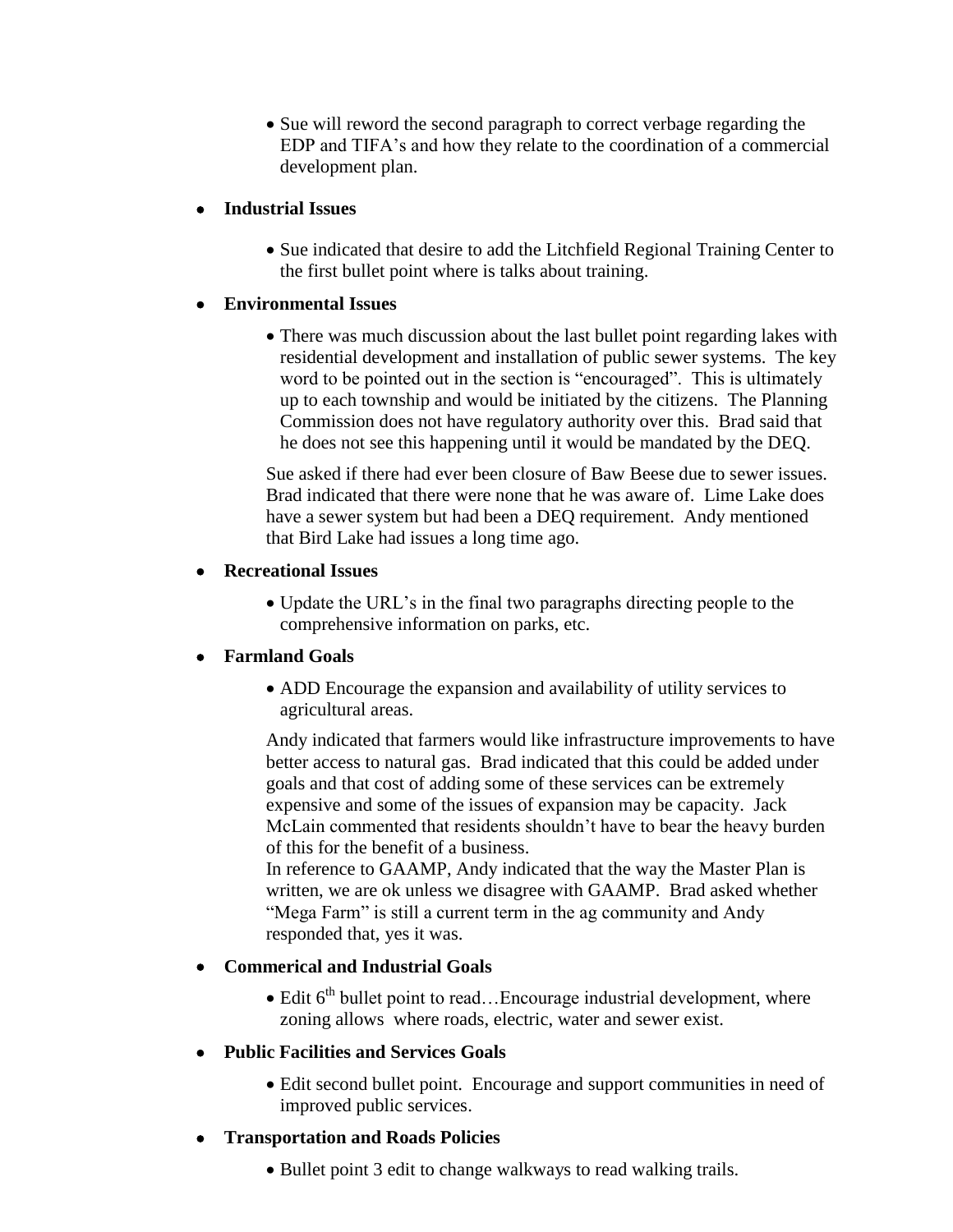- Sue will reword the second paragraph to correct verbage regarding the EDP and TIFA's and how they relate to the coordination of a commercial development plan.

- **Industrial Issues**

  - Sue indicated that desire to add the Litchfield Regional Training Center to the first bullet point where is talks about training.

- **Environmental Issues**

  - There was much discussion about the last bullet point regarding lakes with residential development and installation of public sewer systems. The key word to be pointed out in the section is "encouraged". This is ultimately up to each township and would be initiated by the citizens. The Planning Commission does not have regulatory authority over this. Brad said that he does not see this happening until it would be mandated by the DEQ.

  Sue asked if there had ever been closure of Baw Beese due to sewer issues. Brad indicated that there were none that he was aware of. Lime Lake does have a sewer system but had been a DEQ requirement. Andy mentioned that Bird Lake had issues a long time ago.

- **Recreational Issues**

  - Update the URL's in the final two paragraphs directing people to the comprehensive information on parks, etc.

- **Farmland Goals**

  - ADD Encourage the expansion and availability of utility services to agricultural areas.

  Andy indicated that farmers would like infrastructure improvements to have better access to natural gas. Brad indicated that this could be added under goals and that cost of adding some of these services can be extremely expensive and some of the issues of expansion may be capacity. Jack McLain commented that residents shouldn't have to bear the heavy burden of this for the benefit of a business.
  In reference to GAAMP, Andy indicated that the way the Master Plan is written, we are ok unless we disagree with GAAMP. Brad asked whether "Mega Farm" is still a current term in the ag community and Andy responded that, yes it was.

- **Commerical and Industrial Goals**

  - Edit 6th bullet point to read…Encourage industrial development, where zoning allows where roads, electric, water and sewer exist.

- **Public Facilities and Services Goals**

  - Edit second bullet point. Encourage and support communities in need of improved public services.

- **Transportation and Roads Policies**

  - Bullet point 3 edit to change walkways to read walking trails.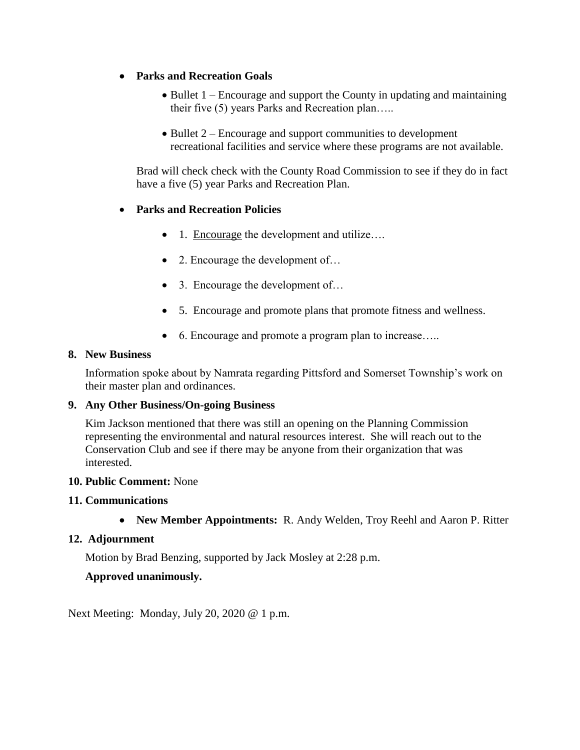- **Parks and Recreation Goals**
  - Bullet 1 – Encourage and support the County in updating and maintaining their five (5) years Parks and Recreation plan…..
  - Bullet 2 – Encourage and support communities to development recreational facilities and service where these programs are not available.

  Brad will check check with the County Road Commission to see if they do in fact have a five (5) year Parks and Recreation Plan.

- **Parks and Recreation Policies**
  - 1. <u>Encourage</u> the development and utilize….
  - 2. Encourage the development of…
  - 3. Encourage the development of…
  - 5. Encourage and promote plans that promote fitness and wellness.
  - 6. Encourage and promote a program plan to increase…..

**8. New Business**

Information spoke about by Namrata regarding Pittsford and Somerset Township's work on their master plan and ordinances.

**9. Any Other Business/On-going Business**

Kim Jackson mentioned that there was still an opening on the Planning Commission representing the environmental and natural resources interest. She will reach out to the Conservation Club and see if there may be anyone from their organization that was interested.

**10. Public Comment:** None

**11. Communications**

- **New Member Appointments:** R. Andy Welden, Troy Reehl and Aaron P. Ritter

**12. Adjournment**

Motion by Brad Benzing, supported by Jack Mosley at 2:28 p.m.

**Approved unanimously.**

Next Meeting: Monday, July 20, 2020 @ 1 p.m.